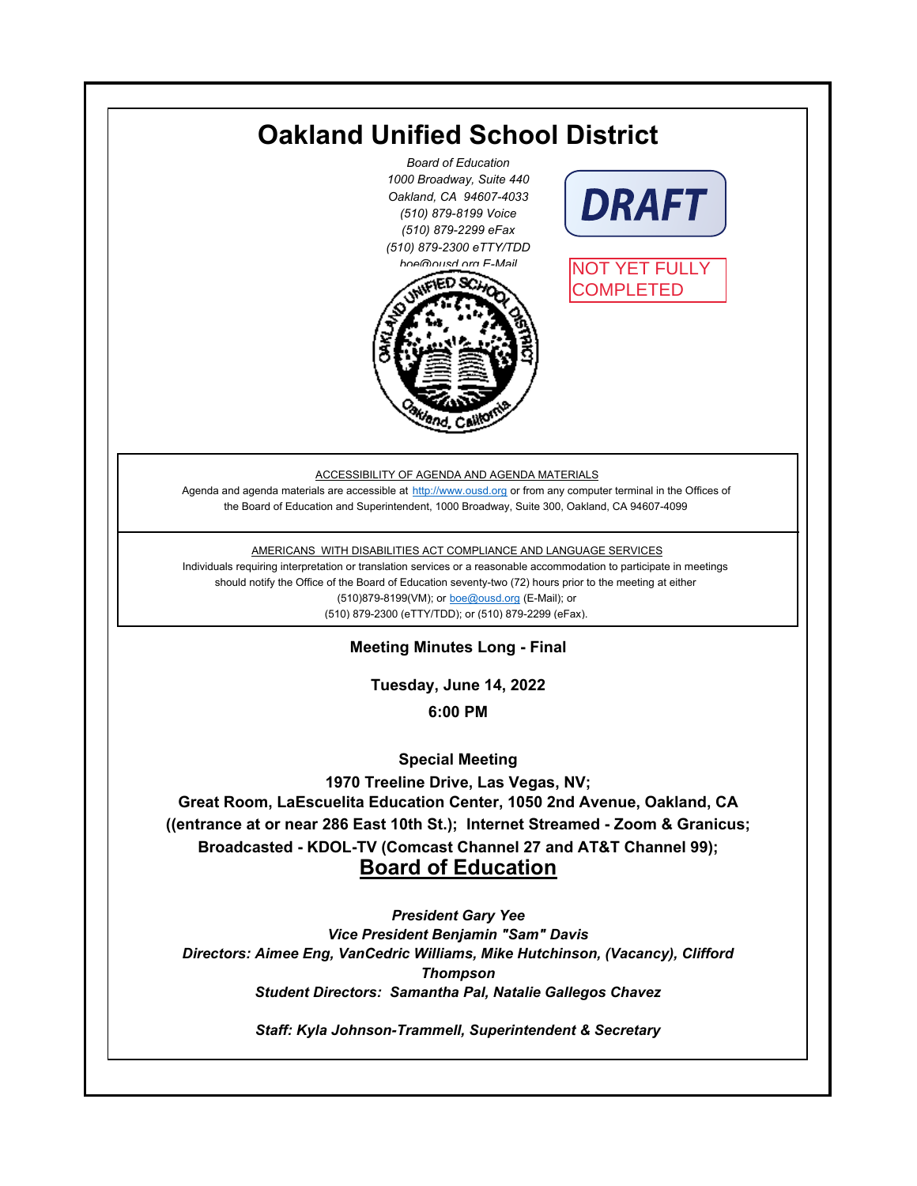# Oakland Unified School District

*Board of Education*
*1000 Broadway, Suite 440*
*Oakland, CA 94607-4033*
*(510) 879-8199 Voice*
*(510) 879-2299 eFax*
*(510) 879-2300 eTTY/TDD*
*boe@ousd.org E-Mail*

**DRAFT**

NOT YET FULLY COMPLETED

ACCESSIBILITY OF AGENDA AND AGENDA MATERIALS

Agenda and agenda materials are accessible at http://www.ousd.org or from any computer terminal in the Offices of the Board of Education and Superintendent, 1000 Broadway, Suite 300, Oakland, CA 94607-4099

AMERICANS WITH DISABILITIES ACT COMPLIANCE AND LANGUAGE SERVICES

Individuals requiring interpretation or translation services or a reasonable accommodation to participate in meetings should notify the Office of the Board of Education seventy-two (72) hours prior to the meeting at either (510)879-8199(VM); or boe@ousd.org (E-Mail); or (510) 879-2300 (eTTY/TDD); or (510) 879-2299 (eFax).

**Meeting Minutes Long - Final**

**Tuesday, June 14, 2022**

**6:00 PM**

**Special Meeting**

**1970 Treeline Drive, Las Vegas, NV; Great Room, LaEscuelita Education Center, 1050 2nd Avenue, Oakland, CA ((entrance at or near 286 East 10th St.); Internet Streamed - Zoom & Granicus; Broadcasted - KDOL-TV (Comcast Channel 27 and AT&T Channel 99);**

## Board of Education

***President Gary Yee***
***Vice President Benjamin "Sam" Davis***
***Directors: Aimee Eng, VanCedric Williams, Mike Hutchinson, (Vacancy), Clifford Thompson***
***Student Directors: Samantha Pal, Natalie Gallegos Chavez***

***Staff: Kyla Johnson-Trammell, Superintendent & Secretary***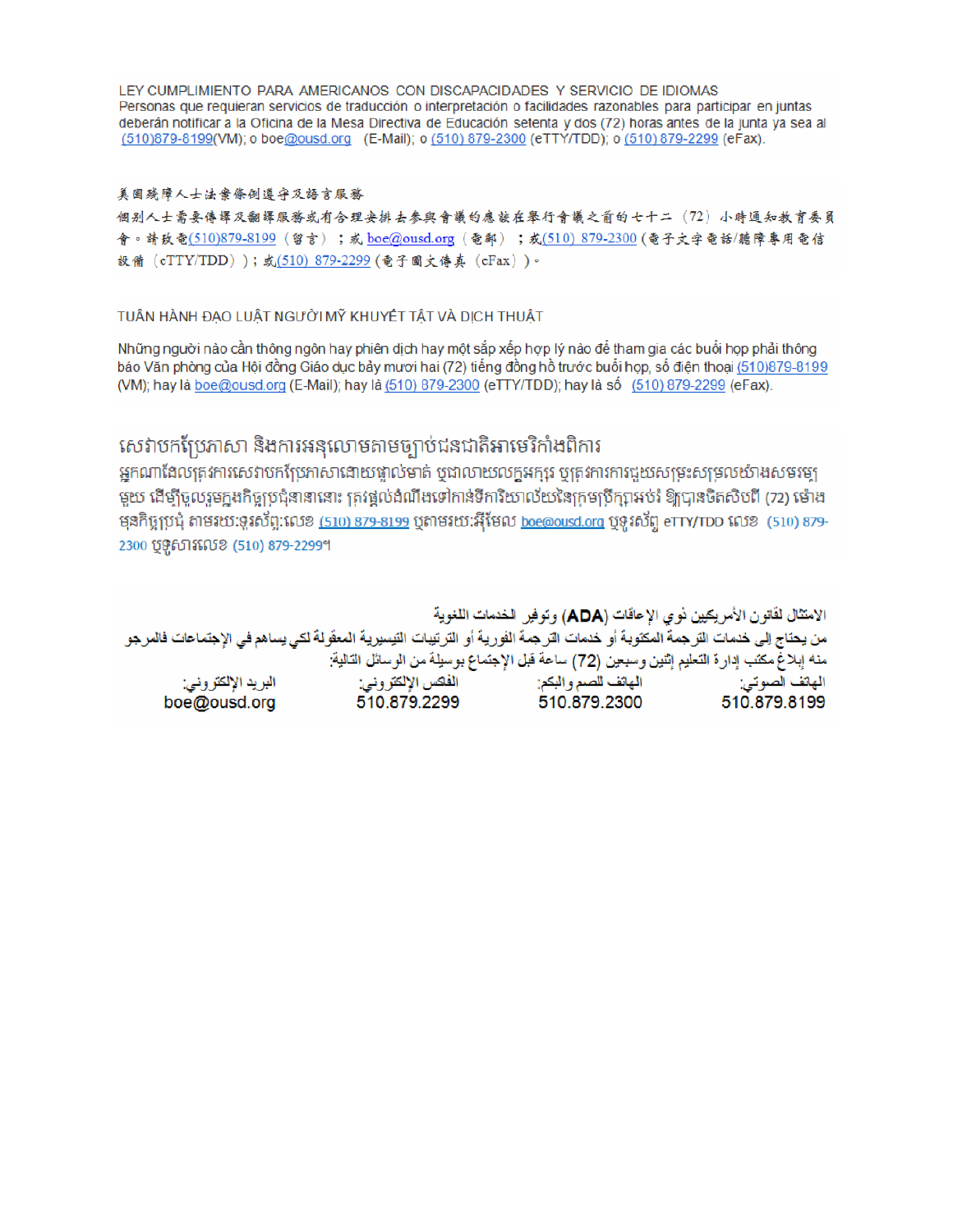LEY CUMPLIMIENTO PARA AMERICANOS CON DISCAPACIDADES Y SERVICIO DE IDIOMAS
Personas que requieran servicios de traducción o interpretación o facilidades razonables para participar en juntas deberán notificar a la Oficina de la Mesa Directiva de Educación setenta y dos (72) horas antes de la junta ya sea al (510)879-8199(VM); o boe@ousd.org (E-Mail); o (510) 879-2300 (eTTY/TDD); o (510) 879-2299 (eFax).

美国残障人士法案條例遵守及語言服務
個別人士需要傳譯及翻譯服務或有合理安排去參與會議的應該在舉行會議之前的七十二（72）小時通知教育委員會。請致電(510)879-8199（留言）；或 boe@ousd.org（電郵）；或(510) 879-2300（電子文字電話/聽障專用電信設備（eTTY/TDD））；或(510) 879-2299（電子圖文傳真（eFax））。

TUÂN HÀNH ĐẠO LUẬT NGƯỜI MỸ KHUYẾT TẬT VÀ DỊCH THUẬT

Những người nào cần thông ngôn hay phiên dịch hay một sắp xếp hợp lý nào để tham gia các buổi họp phải thông báo Văn phòng của Hội đồng Giáo dục bảy mươi hai (72) tiếng đồng hồ trước buổi họp, số điện thoại (510)879-8199 (VM); hay là boe@ousd.org (E-Mail); hay là (510) 879-2300 (eTTY/TDD); hay là số (510) 879-2299 (eFax).

សេវាបកប្រែភាសា និងការអនុលោមតាមច្បាប់ជនជាតិអាមេរិកាំងពិការ
អ្នកណាដែលត្រូវការសេវាបកប្រែភាសាដោយផ្ទាល់មាត់ ឬជាលាយលក្ខអក្សរ ឬត្រូវការការជួយសម្រះសម្រួលយ៉ាងសមរម្យមួយ ដើម្បីចូលរួមក្នុងកិច្ចប្រជុំនានានោះ ត្រូវផ្តល់ដំណឹងទៅកាន់ទីការិយាល័យនៃក្រុមប្រឹក្សាអប់រំ ឱ្យបានចិតសិបពីរ (72) ម៉ោង មុនកិច្ចប្រជុំ តាមរយៈទូរស័ព្ទ:លេខ (510) 879-8199 ឬតាមរយៈអ៊ីមែល boe@ousd.org ឬទូរស័ព្ទ eTTY/TDD លេខ (510) 879-2300 ឬទូសារលេខ (510) 879-2299។

الامتثال لقانون الأمريكيين ذوي الإعاقات (ADA) وتوفير الخدمات اللغوية
من يحتاج إلى خدمات الترجمة المكتوبة أو خدمات الترجمة الفورية أو الترتيبات التيسيرية المعقولة لكي يساهم في الإجتماعات فالمرجو منه إبلاغ مكتب إدارة التعليم إثنين وسبعين (72) ساعة قبل الإجتماع بوسيلة من الوسائل التالية:

| الهاتف الصوتي: | الهاتف للصم والبكم: | الفاكس الإلكتروني: | البريد الإلكتروني: |
|---|---|---|---|
| 510.879.8199 | 510.879.2300 | 510.879.2299 | boe@ousd.org |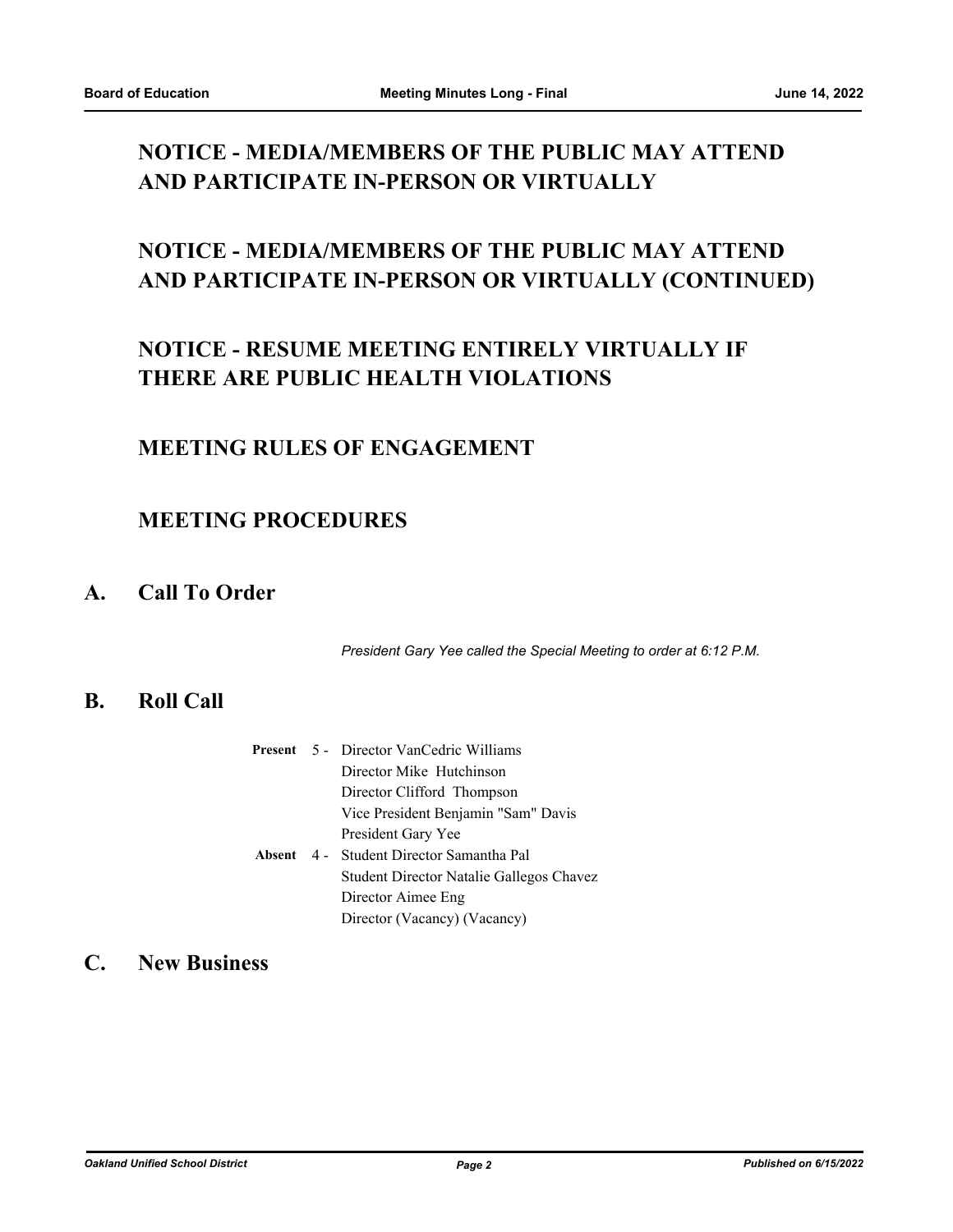## NOTICE - MEDIA/MEMBERS OF THE PUBLIC MAY ATTEND AND PARTICIPATE IN-PERSON OR VIRTUALLY

## NOTICE - MEDIA/MEMBERS OF THE PUBLIC MAY ATTEND AND PARTICIPATE IN-PERSON OR VIRTUALLY (CONTINUED)

## NOTICE - RESUME MEETING ENTIRELY VIRTUALLY IF THERE ARE PUBLIC HEALTH VIOLATIONS

## MEETING RULES OF ENGAGEMENT

## MEETING PROCEDURES

# A. Call To Order

*President Gary Yee called the Special Meeting to order at 6:12 P.M.*

# B. Roll Call

**Present** 5 - Director VanCedric Williams
Director Mike Hutchinson
Director Clifford Thompson
Vice President Benjamin "Sam" Davis
President Gary Yee

**Absent** 4 - Student Director Samantha Pal
Student Director Natalie Gallegos Chavez
Director Aimee Eng
Director (Vacancy) (Vacancy)

# C. New Business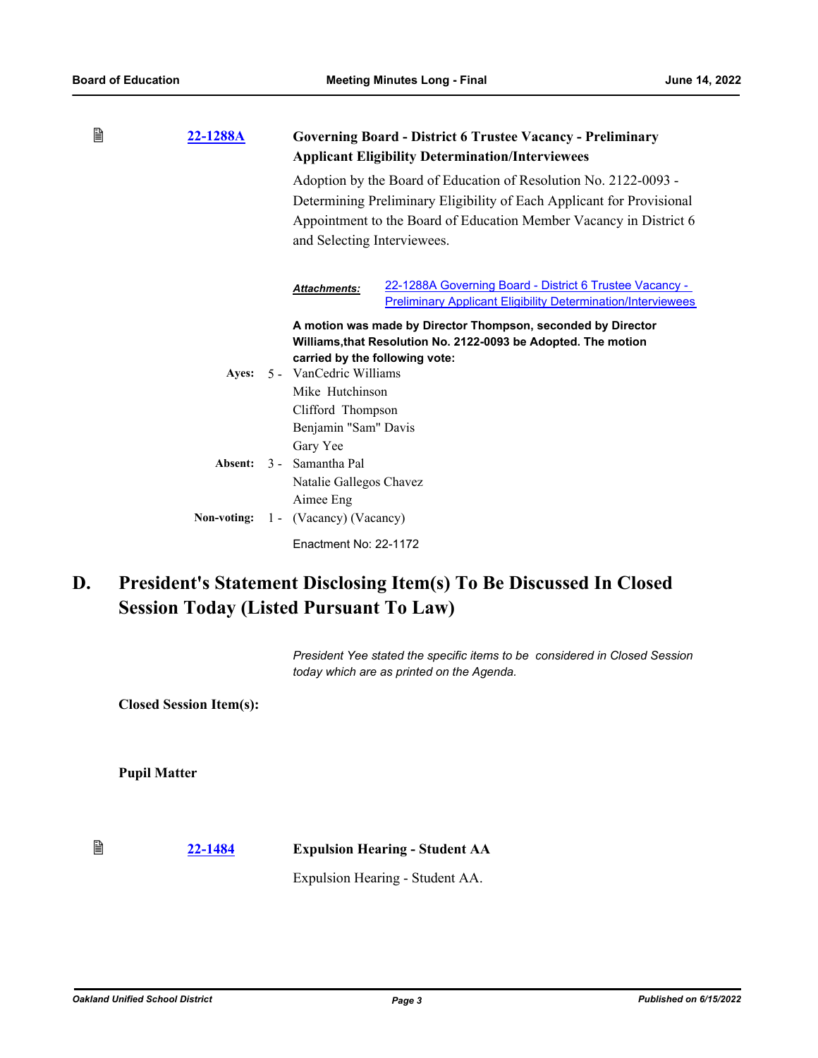**22-1288A** **Governing Board - District 6 Trustee Vacancy - Preliminary Applicant Eligibility Determination/Interviewees**

Adoption by the Board of Education of Resolution No. 2122-0093 - Determining Preliminary Eligibility of Each Applicant for Provisional Appointment to the Board of Education Member Vacancy in District 6 and Selecting Interviewees.

***Attachments:*** 22-1288A Governing Board - District 6 Trustee Vacancy - Preliminary Applicant Eligibility Determination/Interviewees

**A motion was made by Director Thompson, seconded by Director Williams,that Resolution No. 2122-0093 be Adopted. The motion carried by the following vote:**

**Ayes:** 5 - VanCedric Williams
Mike Hutchinson
Clifford Thompson
Benjamin "Sam" Davis
Gary Yee

**Absent:** 3 - Samantha Pal
Natalie Gallegos Chavez
Aimee Eng

**Non-voting:** 1 - (Vacancy) (Vacancy)

Enactment No: 22-1172

## D. President's Statement Disclosing Item(s) To Be Discussed In Closed Session Today (Listed Pursuant To Law)

*President Yee stated the specific items to be considered in Closed Session today which are as printed on the Agenda.*

**Closed Session Item(s):**

**Pupil Matter**

**22-1484** **Expulsion Hearing - Student AA**

Expulsion Hearing - Student AA.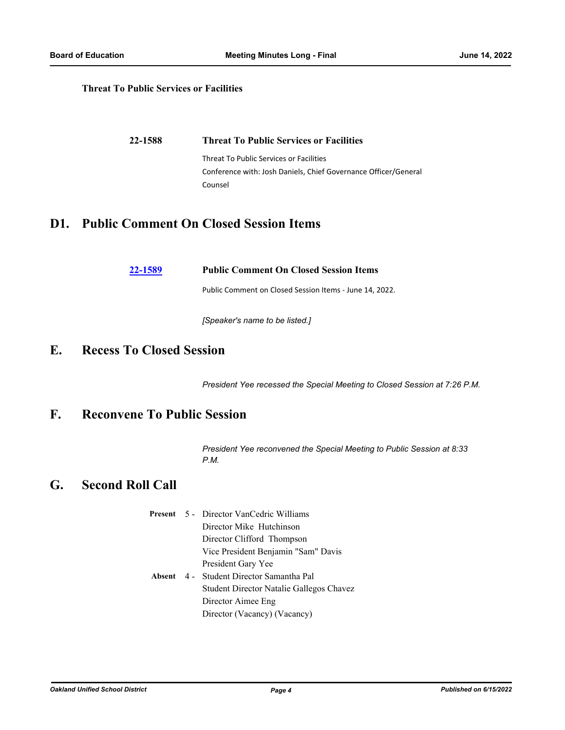**Threat To Public Services or Facilities**

**22-1588** **Threat To Public Services or Facilities**

Threat To Public Services or Facilities
Conference with: Josh Daniels, Chief Governance Officer/General Counsel

## D1. Public Comment On Closed Session Items

**22-1589** **Public Comment On Closed Session Items**

Public Comment on Closed Session Items - June 14, 2022.

*[Speaker's name to be listed.]*

## E. Recess To Closed Session

*President Yee recessed the Special Meeting to Closed Session at 7:26 P.M.*

## F. Reconvene To Public Session

*President Yee reconvened the Special Meeting to Public Session at 8:33 P.M.*

## G. Second Roll Call

**Present** 5 - Director VanCedric Williams
Director Mike Hutchinson
Director Clifford Thompson
Vice President Benjamin "Sam" Davis
President Gary Yee

**Absent** 4 - Student Director Samantha Pal
Student Director Natalie Gallegos Chavez
Director Aimee Eng
Director (Vacancy) (Vacancy)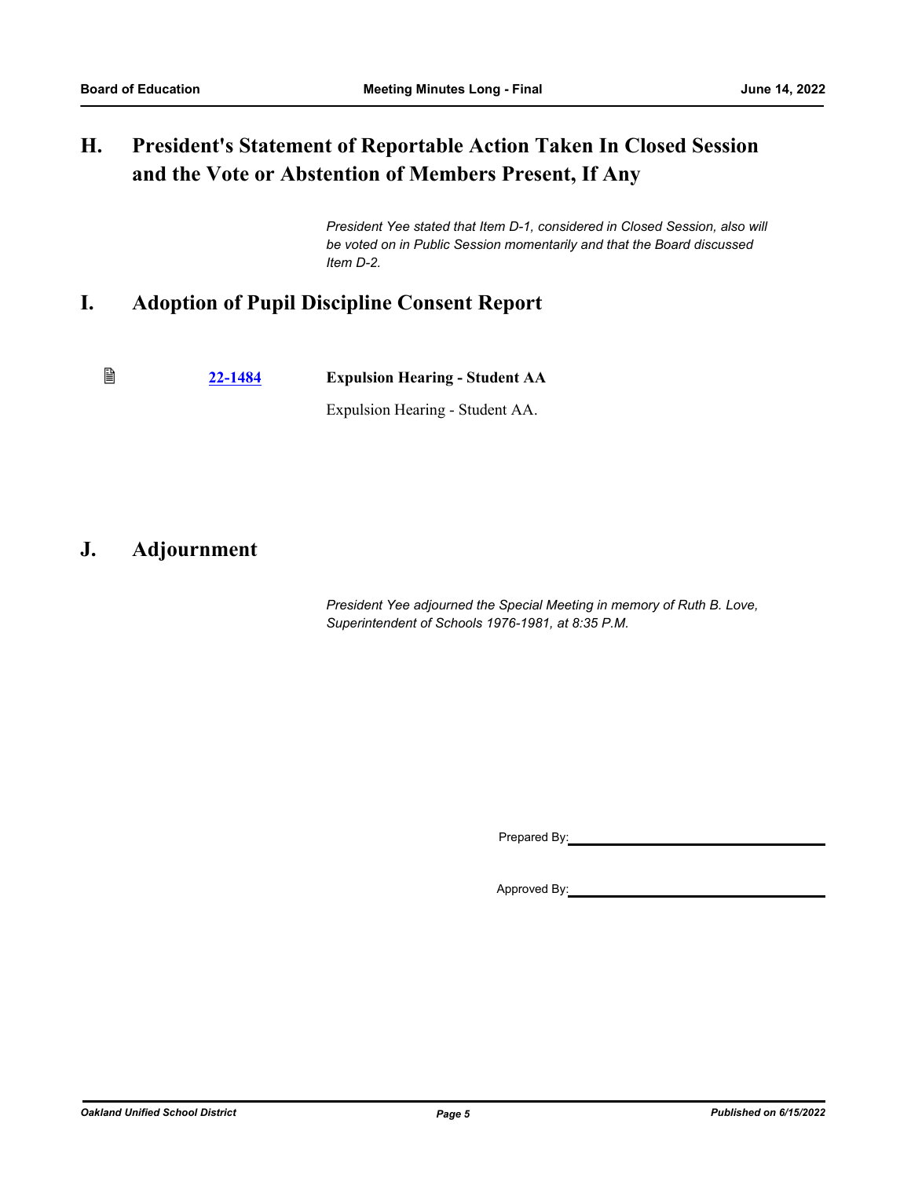## H. President's Statement of Reportable Action Taken In Closed Session and the Vote or Abstention of Members Present, If Any

*President Yee stated that Item D-1, considered in Closed Session, also will be voted on in Public Session momentarily and that the Board discussed Item D-2.*

## I. Adoption of Pupil Discipline Consent Report

[22-1484] **Expulsion Hearing - Student AA**

Expulsion Hearing - Student AA.

## J. Adjournment

*President Yee adjourned the Special Meeting in memory of Ruth B. Love, Superintendent of Schools 1976-1981, at 8:35 P.M.*

Prepared By: ______________________________

Approved By: ______________________________